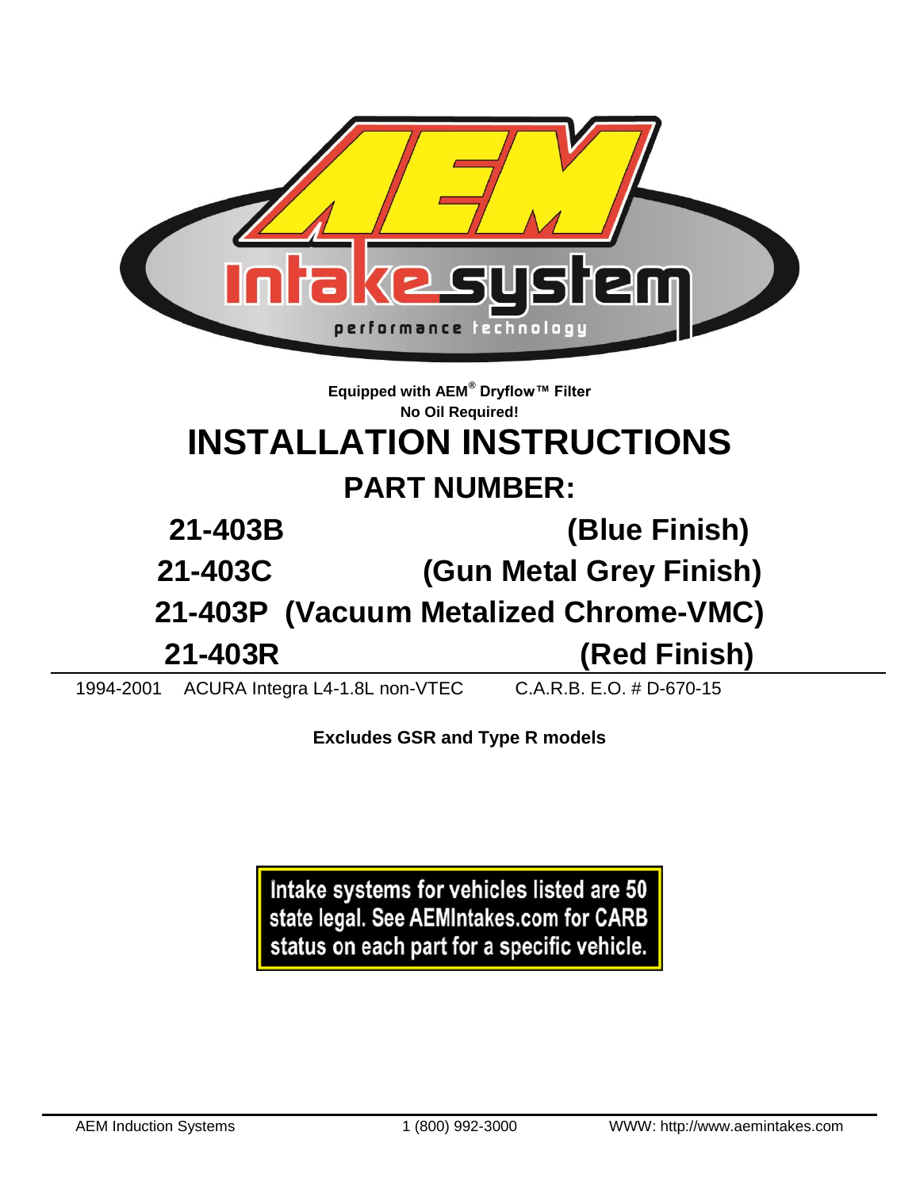AEM Intake system

performance technology

**Equipped with AEM® Dryflow™ Filter**
**No Oil Required!**

# INSTALLATION INSTRUCTIONS

## PART NUMBER:

## 21-403B (Blue Finish)

## 21-403C (Gun Metal Grey Finish)

## 21-403P (Vacuum Metalized Chrome-VMC)

## 21-403R (Red Finish)

1994-2001 ACURA Integra L4-1.8L non-VTEC C.A.R.B. E.O. # D-670-15

**Excludes GSR and Type R models**

Intake systems for vehicles listed are 50 state legal. See AEMIntakes.com for CARB status on each part for a specific vehicle.

AEM Induction Systems 1 (800) 992-3000 WWW: http://www.aemintakes.com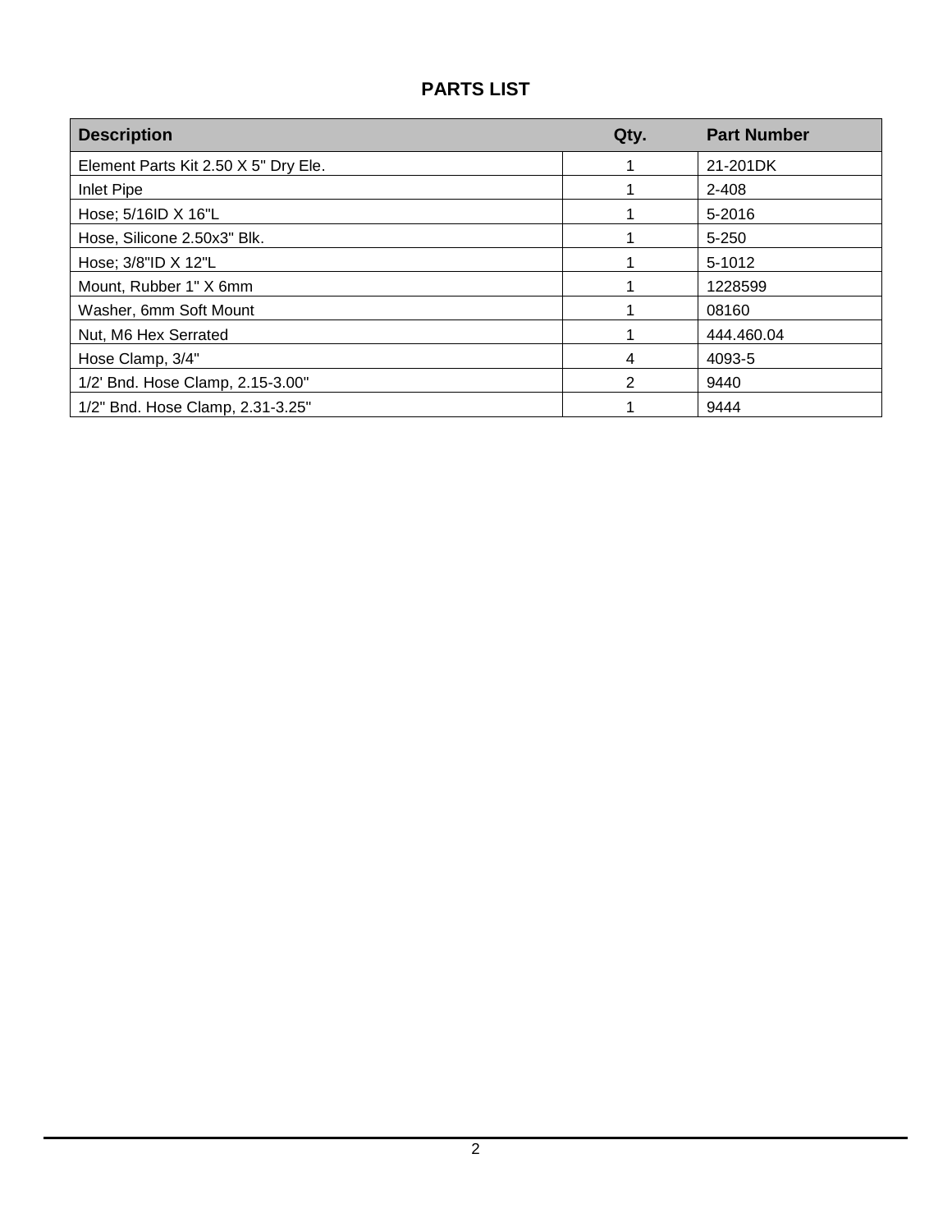# PARTS LIST

| Description | Qty. | Part Number |
|---|---|---|
| Element Parts Kit 2.50 X 5" Dry Ele. | 1 | 21-201DK |
| Inlet Pipe | 1 | 2-408 |
| Hose; 5/16ID X 16"L | 1 | 5-2016 |
| Hose, Silicone 2.50x3" Blk. | 1 | 5-250 |
| Hose; 3/8"ID X 12"L | 1 | 5-1012 |
| Mount, Rubber 1" X 6mm | 1 | 1228599 |
| Washer, 6mm Soft Mount | 1 | 08160 |
| Nut, M6 Hex Serrated | 1 | 444.460.04 |
| Hose Clamp, 3/4" | 4 | 4093-5 |
| 1/2' Bnd. Hose Clamp, 2.15-3.00" | 2 | 9440 |
| 1/2" Bnd. Hose Clamp, 2.31-3.25" | 1 | 9444 |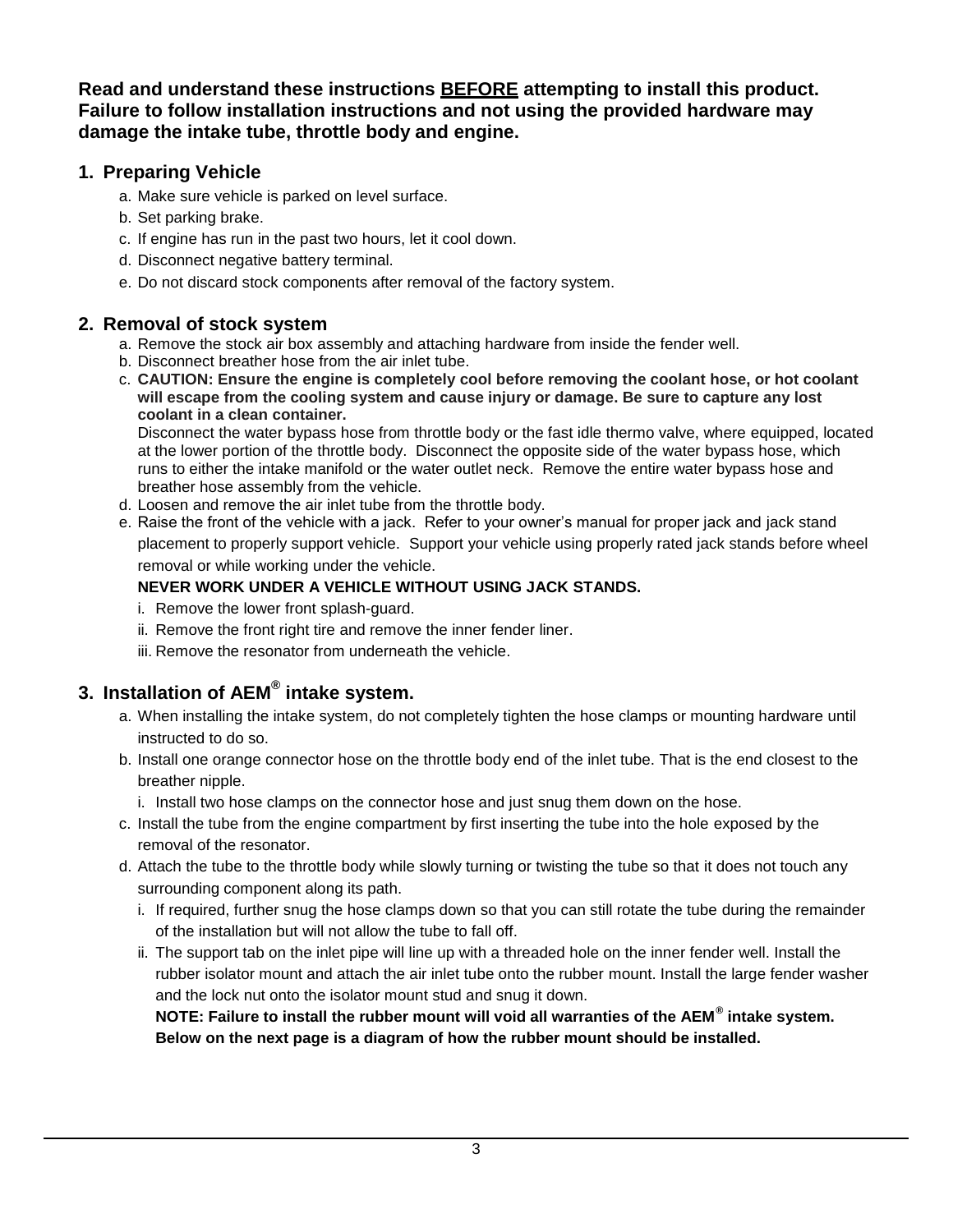**Read and understand these instructions <u>BEFORE</u> attempting to install this product. Failure to follow installation instructions and not using the provided hardware may damage the intake tube, throttle body and engine.**

## 1. Preparing Vehicle

a. Make sure vehicle is parked on level surface.
b. Set parking brake.
c. If engine has run in the past two hours, let it cool down.
d. Disconnect negative battery terminal.
e. Do not discard stock components after removal of the factory system.

## 2. Removal of stock system

a. Remove the stock air box assembly and attaching hardware from inside the fender well.
b. Disconnect breather hose from the air inlet tube.
c. **CAUTION: Ensure the engine is completely cool before removing the coolant hose, or hot coolant will escape from the cooling system and cause injury or damage. Be sure to capture any lost coolant in a clean container.**
   Disconnect the water bypass hose from throttle body or the fast idle thermo valve, where equipped, located at the lower portion of the throttle body. Disconnect the opposite side of the water bypass hose, which runs to either the intake manifold or the water outlet neck. Remove the entire water bypass hose and breather hose assembly from the vehicle.
d. Loosen and remove the air inlet tube from the throttle body.
e. Raise the front of the vehicle with a jack. Refer to your owner's manual for proper jack and jack stand placement to properly support vehicle. Support your vehicle using properly rated jack stands before wheel removal or while working under the vehicle.
   **NEVER WORK UNDER A VEHICLE WITHOUT USING JACK STANDS.**
   i. Remove the lower front splash-guard.
   ii. Remove the front right tire and remove the inner fender liner.
   iii. Remove the resonator from underneath the vehicle.

## 3. Installation of AEM® intake system.

a. When installing the intake system, do not completely tighten the hose clamps or mounting hardware until instructed to do so.
b. Install one orange connector hose on the throttle body end of the inlet tube. That is the end closest to the breather nipple.
   i. Install two hose clamps on the connector hose and just snug them down on the hose.
c. Install the tube from the engine compartment by first inserting the tube into the hole exposed by the removal of the resonator.
d. Attach the tube to the throttle body while slowly turning or twisting the tube so that it does not touch any surrounding component along its path.
   i. If required, further snug the hose clamps down so that you can still rotate the tube during the remainder of the installation but will not allow the tube to fall off.
   ii. The support tab on the inlet pipe will line up with a threaded hole on the inner fender well. Install the rubber isolator mount and attach the air inlet tube onto the rubber mount. Install the large fender washer and the lock nut onto the isolator mount stud and snug it down.
   **NOTE: Failure to install the rubber mount will void all warranties of the AEM® intake system. Below on the next page is a diagram of how the rubber mount should be installed.**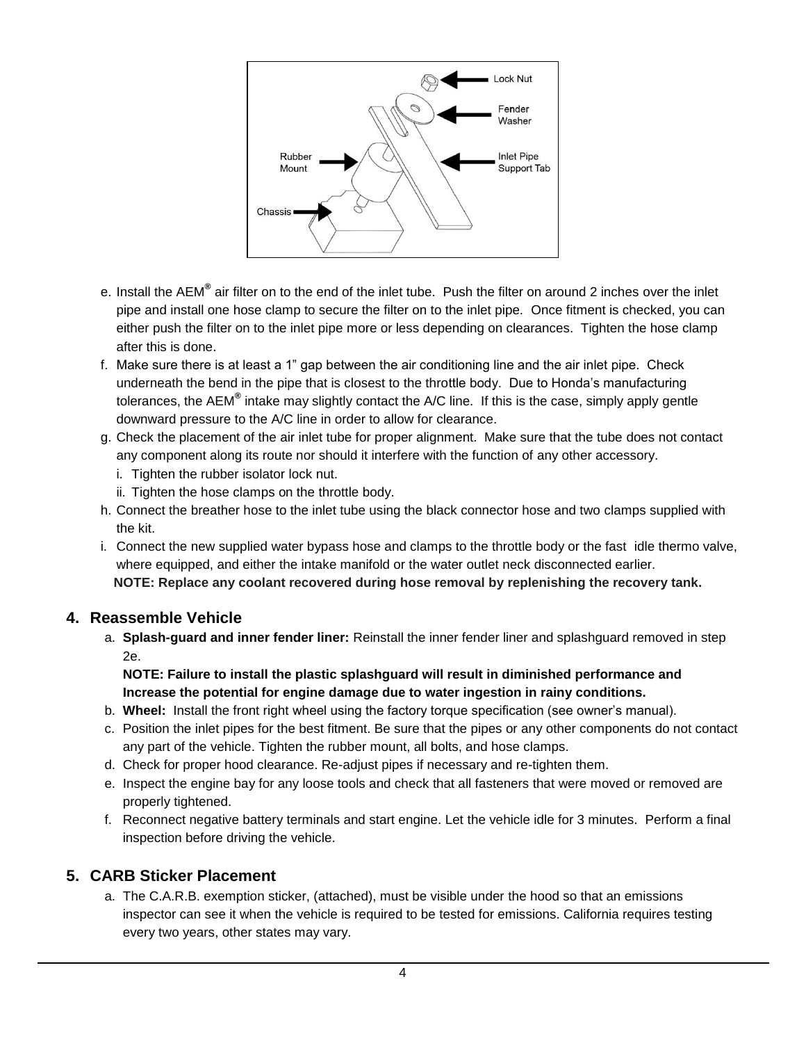e. Install the AEM® air filter on to the end of the inlet tube. Push the filter on around 2 inches over the inlet pipe and install one hose clamp to secure the filter on to the inlet pipe. Once fitment is checked, you can either push the filter on to the inlet pipe more or less depending on clearances. Tighten the hose clamp after this is done.

f. Make sure there is at least a 1" gap between the air conditioning line and the air inlet pipe. Check underneath the bend in the pipe that is closest to the throttle body. Due to Honda's manufacturing tolerances, the AEM® intake may slightly contact the A/C line. If this is the case, simply apply gentle downward pressure to the A/C line in order to allow for clearance.

g. Check the placement of the air inlet tube for proper alignment. Make sure that the tube does not contact any component along its route nor should it interfere with the function of any other accessory.
   i. Tighten the rubber isolator lock nut.
   ii. Tighten the hose clamps on the throttle body.

h. Connect the breather hose to the inlet tube using the black connector hose and two clamps supplied with the kit.

i. Connect the new supplied water bypass hose and clamps to the throttle body or the fast idle thermo valve, where equipped, and either the intake manifold or the water outlet neck disconnected earlier.
   **NOTE: Replace any coolant recovered during hose removal by replenishing the recovery tank.**

## 4. Reassemble Vehicle

a. **Splash-guard and inner fender liner:** Reinstall the inner fender liner and splashguard removed in step 2e.
   **NOTE: Failure to install the plastic splashguard will result in diminished performance and Increase the potential for engine damage due to water ingestion in rainy conditions.**

b. **Wheel:** Install the front right wheel using the factory torque specification (see owner's manual).

c. Position the inlet pipes for the best fitment. Be sure that the pipes or any other components do not contact any part of the vehicle. Tighten the rubber mount, all bolts, and hose clamps.

d. Check for proper hood clearance. Re-adjust pipes if necessary and re-tighten them.

e. Inspect the engine bay for any loose tools and check that all fasteners that were moved or removed are properly tightened.

f. Reconnect negative battery terminals and start engine. Let the vehicle idle for 3 minutes. Perform a final inspection before driving the vehicle.

## 5. CARB Sticker Placement

a. The C.A.R.B. exemption sticker, (attached), must be visible under the hood so that an emissions inspector can see it when the vehicle is required to be tested for emissions. California requires testing every two years, other states may vary.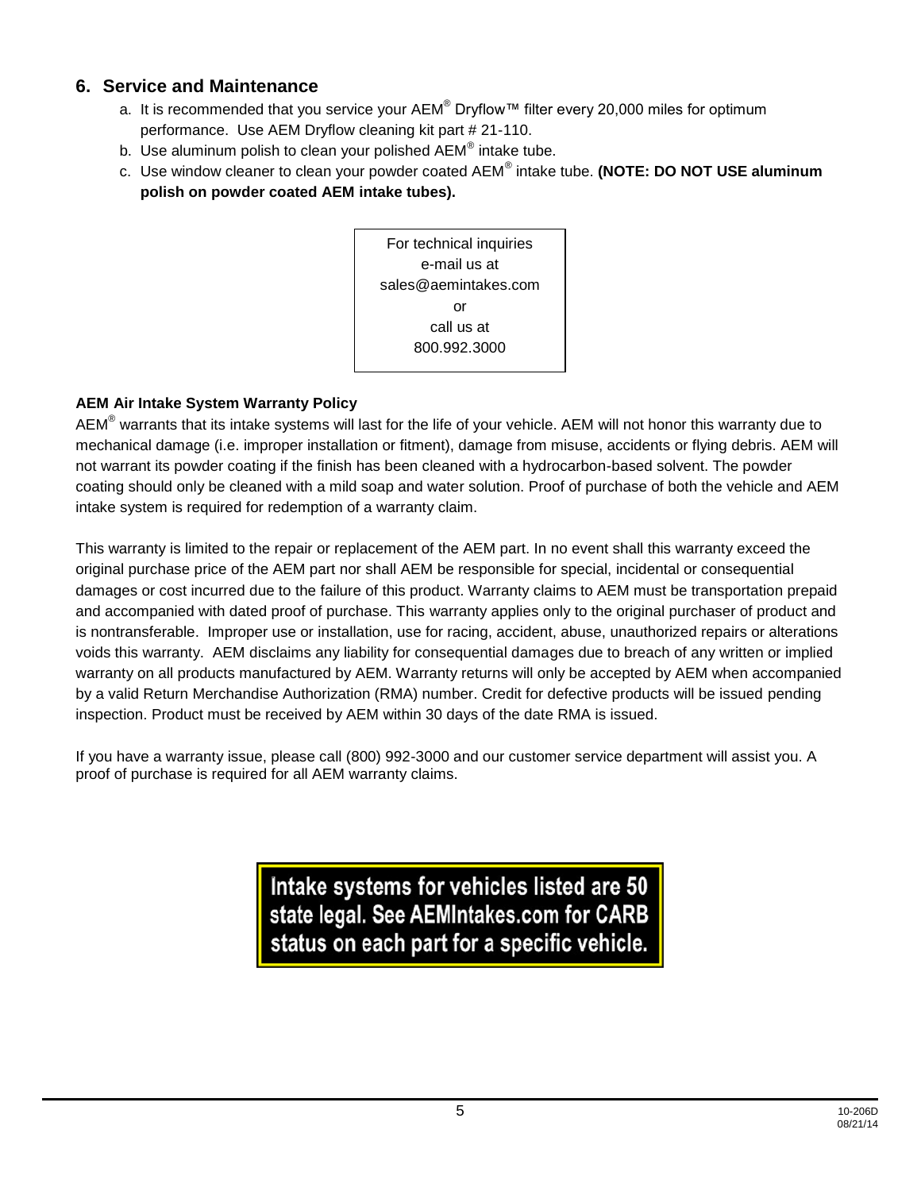## 6. Service and Maintenance

a. It is recommended that you service your AEM® Dryflow™ filter every 20,000 miles for optimum performance. Use AEM Dryflow cleaning kit part # 21-110.
b. Use aluminum polish to clean your polished AEM® intake tube.
c. Use window cleaner to clean your powder coated AEM® intake tube. **(NOTE: DO NOT USE aluminum polish on powder coated AEM intake tubes).**

For technical inquiries
e-mail us at
sales@aemintakes.com
or
call us at
800.992.3000

**AEM Air Intake System Warranty Policy**

AEM® warrants that its intake systems will last for the life of your vehicle. AEM will not honor this warranty due to mechanical damage (i.e. improper installation or fitment), damage from misuse, accidents or flying debris. AEM will not warrant its powder coating if the finish has been cleaned with a hydrocarbon-based solvent. The powder coating should only be cleaned with a mild soap and water solution. Proof of purchase of both the vehicle and AEM intake system is required for redemption of a warranty claim.

This warranty is limited to the repair or replacement of the AEM part. In no event shall this warranty exceed the original purchase price of the AEM part nor shall AEM be responsible for special, incidental or consequential damages or cost incurred due to the failure of this product. Warranty claims to AEM must be transportation prepaid and accompanied with dated proof of purchase. This warranty applies only to the original purchaser of product and is nontransferable. Improper use or installation, use for racing, accident, abuse, unauthorized repairs or alterations voids this warranty. AEM disclaims any liability for consequential damages due to breach of any written or implied warranty on all products manufactured by AEM. Warranty returns will only be accepted by AEM when accompanied by a valid Return Merchandise Authorization (RMA) number. Credit for defective products will be issued pending inspection. Product must be received by AEM within 30 days of the date RMA is issued.

If you have a warranty issue, please call (800) 992-3000 and our customer service department will assist you. A proof of purchase is required for all AEM warranty claims.

**Intake systems for vehicles listed are 50 state legal. See AEMIntakes.com for CARB status on each part for a specific vehicle.**

10-206D
08/21/14